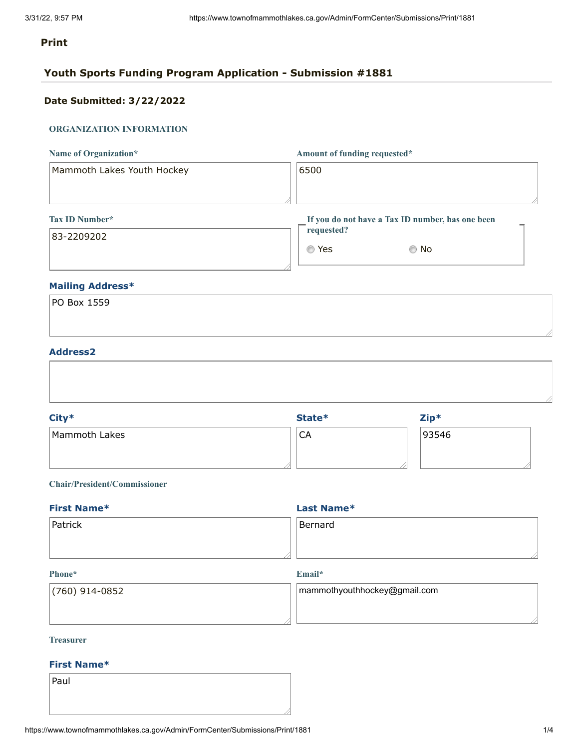**Print**

## Youth Sports Funding Program Application - Submission #1881

**Date Submitted: 3/22/2022**

### ORGANIZATION INFORMATION

**Name of Organization***

Mammoth Lakes Youth Hockey

**Amount of funding requested***

6500

**Tax ID Number***

83-2209202

**If you do not have a Tax ID number, has one been requested?**

- ○ Yes
- ○ No

**Mailing Address***

PO Box 1559

**Address2**

**City***

Mammoth Lakes

**State***

CA

**Zip***

93546

### Chair/President/Commissioner

**First Name***

Patrick

**Last Name***

Bernard

**Phone***

(760) 914-0852

**Email***

mammothyouthhockey@gmail.com

### Treasurer

**First Name***

Paul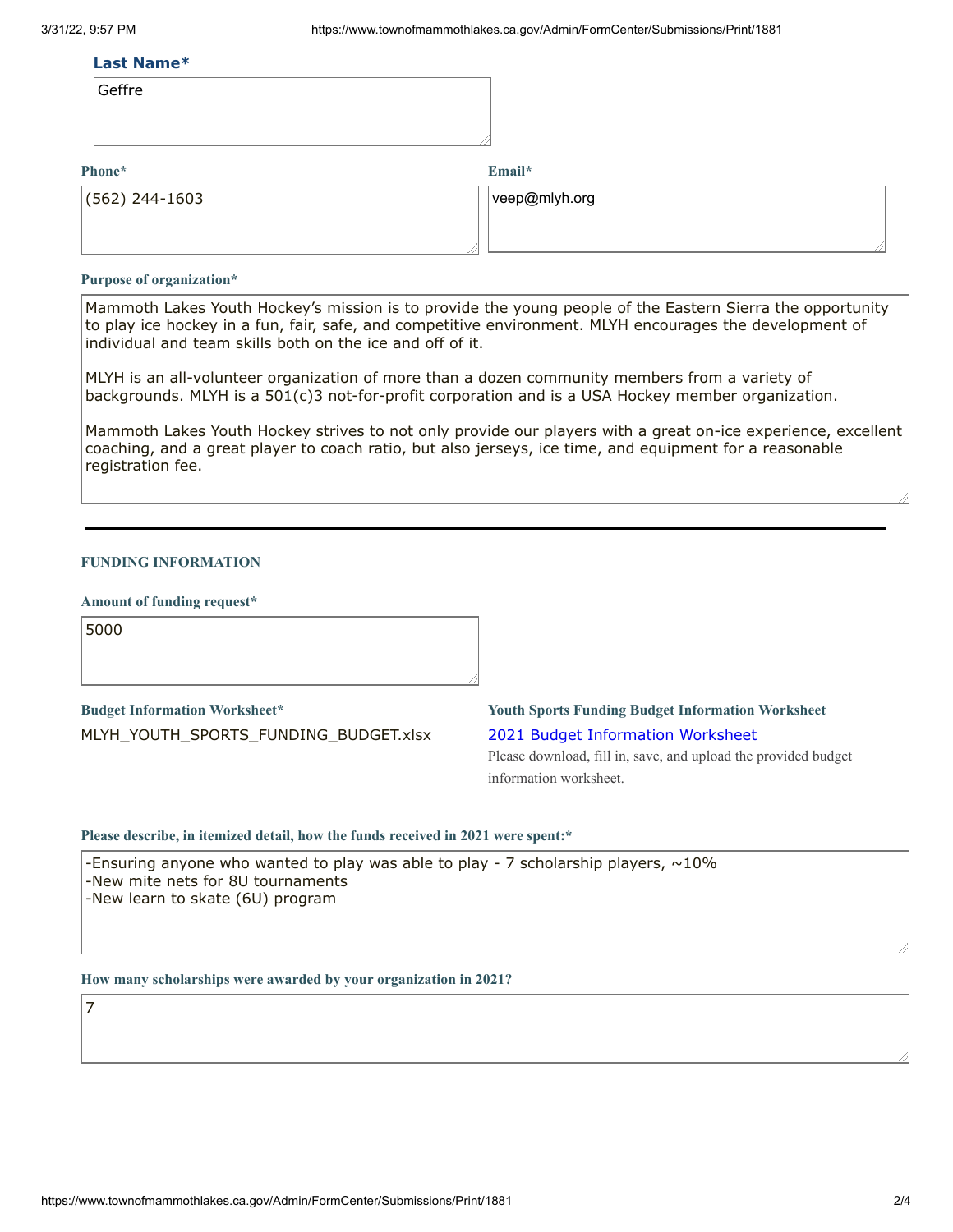**Last Name***

Geffre

**Phone***

(562) 244-1603

**Email***

veep@mlyh.org

**Purpose of organization***

Mammoth Lakes Youth Hockey's mission is to provide the young people of the Eastern Sierra the opportunity to play ice hockey in a fun, fair, safe, and competitive environment. MLYH encourages the development of individual and team skills both on the ice and off of it.

MLYH is an all-volunteer organization of more than a dozen community members from a variety of backgrounds. MLYH is a 501(c)3 not-for-profit corporation and is a USA Hockey member organization.

Mammoth Lakes Youth Hockey strives to not only provide our players with a great on-ice experience, excellent coaching, and a great player to coach ratio, but also jerseys, ice time, and equipment for a reasonable registration fee.

---

## FUNDING INFORMATION

**Amount of funding request***

5000

**Budget Information Worksheet***

MLYH_YOUTH_SPORTS_FUNDING_BUDGET.xlsx

**Youth Sports Funding Budget Information Worksheet**

2021 Budget Information Worksheet

Please download, fill in, save, and upload the provided budget information worksheet.

**Please describe, in itemized detail, how the funds received in 2021 were spent:***

-Ensuring anyone who wanted to play was able to play - 7 scholarship players, ~10%
-New mite nets for 8U tournaments
-New learn to skate (6U) program

**How many scholarships were awarded by your organization in 2021?**

7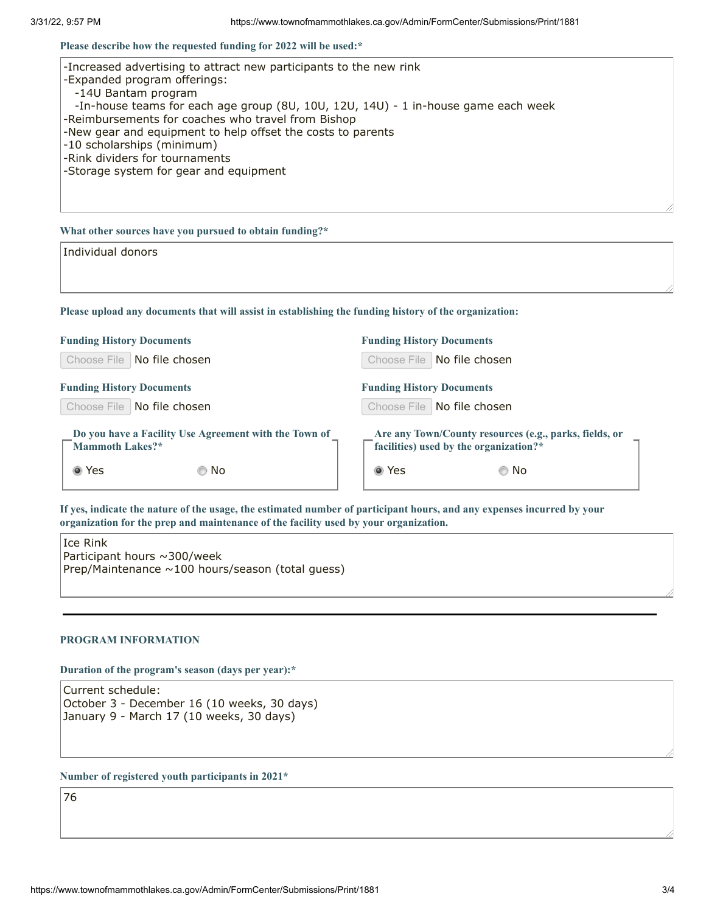**Please describe how the requested funding for 2022 will be used:***

-Increased advertising to attract new participants to the new rink
-Expanded program offerings:
  -14U Bantam program
  -In-house teams for each age group (8U, 10U, 12U, 14U) - 1 in-house game each week
-Reimbursements for coaches who travel from Bishop
-New gear and equipment to help offset the costs to parents
-10 scholarships (minimum)
-Rink dividers for tournaments
-Storage system for gear and equipment

**What other sources have you pursued to obtain funding?***

Individual donors

**Please upload any documents that will assist in establishing the funding history of the organization:**

**Funding History Documents**

Choose File No file chosen

**Funding History Documents**

Choose File No file chosen

**Funding History Documents**

Choose File No file chosen

**Funding History Documents**

Choose File No file chosen

**Do you have a Facility Use Agreement with the Town of Mammoth Lakes?***

(•) Yes ( ) No

**Are any Town/County resources (e.g., parks, fields, or facilities) used by the organization?***

(•) Yes ( ) No

**If yes, indicate the nature of the usage, the estimated number of participant hours, and any expenses incurred by your organization for the prep and maintenance of the facility used by your organization.**

Ice Rink
Participant hours ~300/week
Prep/Maintenance ~100 hours/season (total guess)

---

## PROGRAM INFORMATION

**Duration of the program's season (days per year):***

Current schedule:
October 3 - December 16 (10 weeks, 30 days)
January 9 - March 17 (10 weeks, 30 days)

**Number of registered youth participants in 2021***

76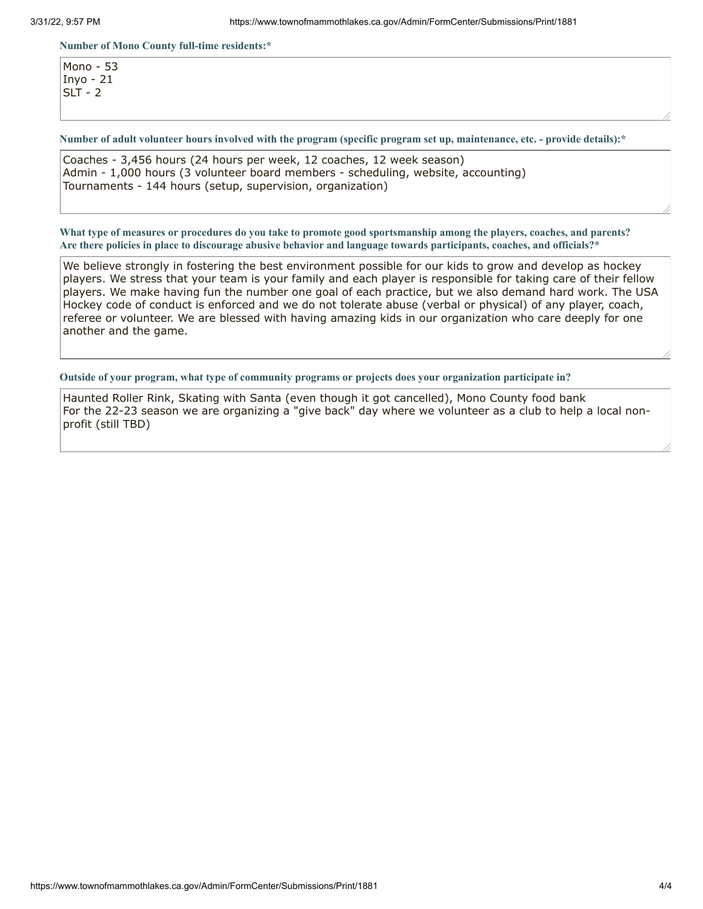**Number of Mono County full-time residents:***

Mono - 53
Inyo - 21
SLT - 2

**Number of adult volunteer hours involved with the program (specific program set up, maintenance, etc. - provide details):***

Coaches - 3,456 hours (24 hours per week, 12 coaches, 12 week season)
Admin - 1,000 hours (3 volunteer board members - scheduling, website, accounting)
Tournaments - 144 hours (setup, supervision, organization)

**What type of measures or procedures do you take to promote good sportsmanship among the players, coaches, and parents? Are there policies in place to discourage abusive behavior and language towards participants, coaches, and officials?***

We believe strongly in fostering the best environment possible for our kids to grow and develop as hockey players. We stress that your team is your family and each player is responsible for taking care of their fellow players. We make having fun the number one goal of each practice, but we also demand hard work. The USA Hockey code of conduct is enforced and we do not tolerate abuse (verbal or physical) of any player, coach, referee or volunteer. We are blessed with having amazing kids in our organization who care deeply for one another and the game.

**Outside of your program, what type of community programs or projects does your organization participate in?**

Haunted Roller Rink, Skating with Santa (even though it got cancelled), Mono County food bank
For the 22-23 season we are organizing a "give back" day where we volunteer as a club to help a local non-profit (still TBD)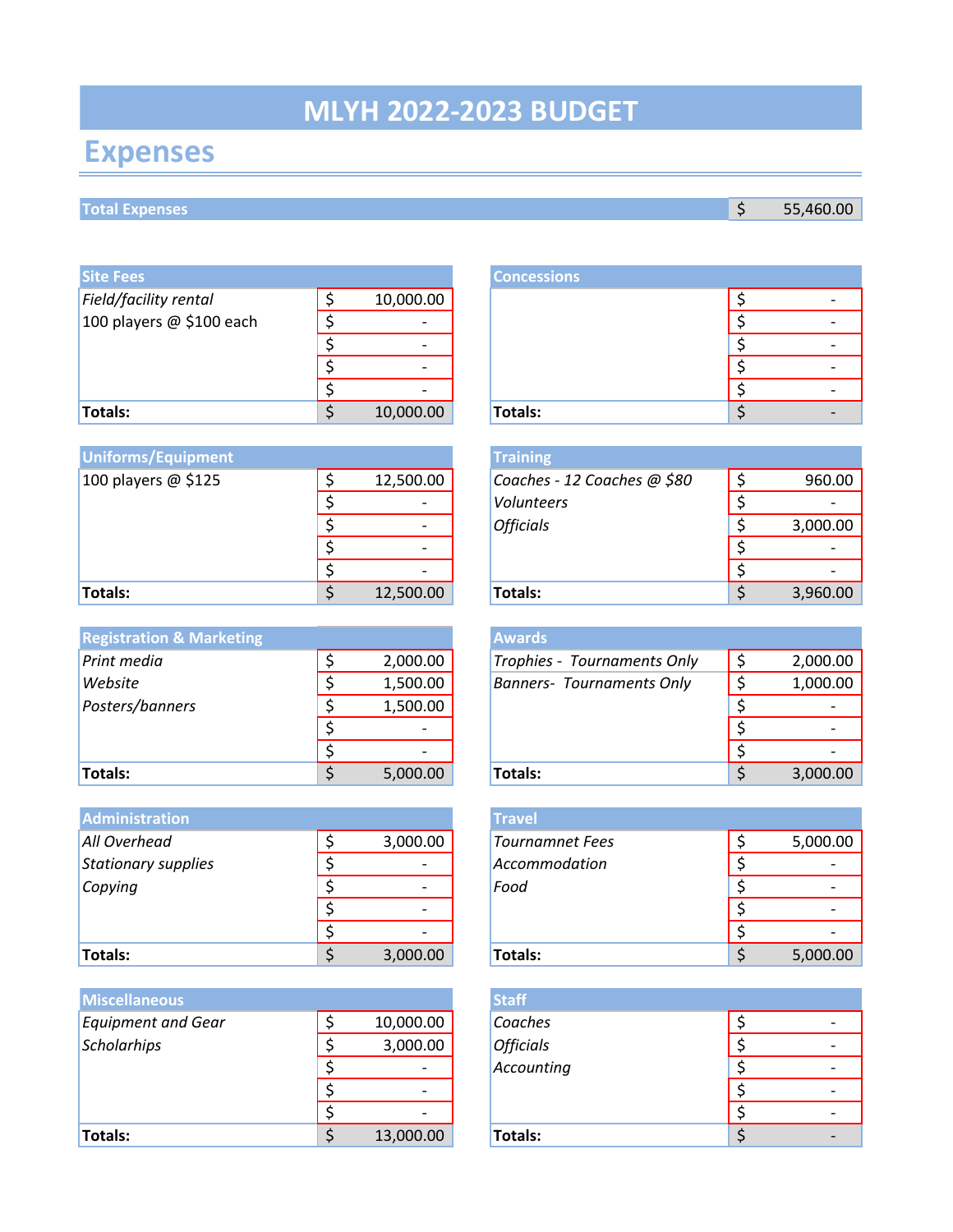# MLYH 2022-2023 BUDGET

## Expenses

| Total Expenses | $ 55,460.00 |
|---|---|

| Site Fees | |
|---|---|
| *Field/facility rental* | $ 10,000.00 |
| 100 players @ $100 each | $ - |
| | $ - |
| | $ - |
| | $ - |
| **Totals:** | $ 10,000.00 |

| Concessions | |
|---|---|
| | $ - |
| | $ - |
| | $ - |
| | $ - |
| | $ - |
| **Totals:** | $ - |

| Uniforms/Equipment | |
|---|---|
| 100 players @ $125 | $ 12,500.00 |
| | $ - |
| | $ - |
| | $ - |
| | $ - |
| **Totals:** | $ 12,500.00 |

| Training | |
|---|---|
| *Coaches - 12 Coaches @ $80* | $ 960.00 |
| *Volunteers* | $ - |
| *Officials* | $ 3,000.00 |
| | $ - |
| | $ - |
| **Totals:** | $ 3,960.00 |

| Registration & Marketing | |
|---|---|
| *Print media* | $ 2,000.00 |
| *Website* | $ 1,500.00 |
| *Posters/banners* | $ 1,500.00 |
| | $ - |
| | $ - |
| **Totals:** | $ 5,000.00 |

| Awards | |
|---|---|
| *Trophies - Tournaments Only* | $ 2,000.00 |
| *Banners- Tournaments Only* | $ 1,000.00 |
| | $ - |
| | $ - |
| | $ - |
| **Totals:** | $ 3,000.00 |

| Administration | |
|---|---|
| *All Overhead* | $ 3,000.00 |
| *Stationary supplies* | $ - |
| *Copying* | $ - |
| | $ - |
| | $ - |
| **Totals:** | $ 3,000.00 |

| Travel | |
|---|---|
| *Tournamnet Fees* | $ 5,000.00 |
| *Accommodation* | $ - |
| *Food* | $ - |
| | $ - |
| | $ - |
| **Totals:** | $ 5,000.00 |

| Miscellaneous | |
|---|---|
| *Equipment and Gear* | $ 10,000.00 |
| *Scholarhips* | $ 3,000.00 |
| | $ - |
| | $ - |
| | $ - |
| **Totals:** | $ 13,000.00 |

| Staff | |
|---|---|
| *Coaches* | $ - |
| *Officials* | $ - |
| *Accounting* | $ - |
| | $ - |
| | $ - |
| **Totals:** | $ - |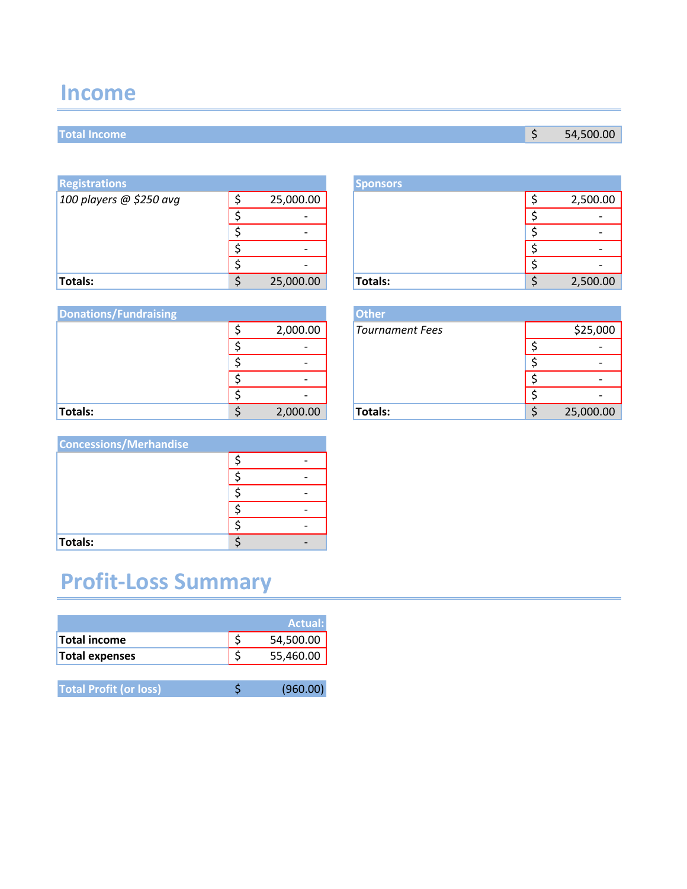# Income

| | |
|---|---|
| **Total Income** | $ 54,500.00 |

| Registrations | |
|---|---|
| *100 players @ $250 avg* | $ 25,000.00 |
| | $ - |
| | $ - |
| | $ - |
| | $ - |
| **Totals:** | $ 25,000.00 |

| Sponsors | |
|---|---|
| | $ 2,500.00 |
| | $ - |
| | $ - |
| | $ - |
| | $ - |
| **Totals:** | $ 2,500.00 |

| Donations/Fundraising | |
|---|---|
| | $ 2,000.00 |
| | $ - |
| | $ - |
| | $ - |
| | $ - |
| **Totals:** | $ 2,000.00 |

| Other | |
|---|---|
| *Tournament Fees* | $25,000 |
| | $ - |
| | $ - |
| | $ - |
| | $ - |
| **Totals:** | $ 25,000.00 |

| Concessions/Merhandise | |
|---|---|
| | $ - |
| | $ - |
| | $ - |
| | $ - |
| | $ - |
| **Totals:** | $ - |

# Profit-Loss Summary

| | Actual: |
|---|---|
| **Total income** | $ 54,500.00 |
| **Total expenses** | $ 55,460.00 |
| **Total Profit (or loss)** | $ (960.00) |